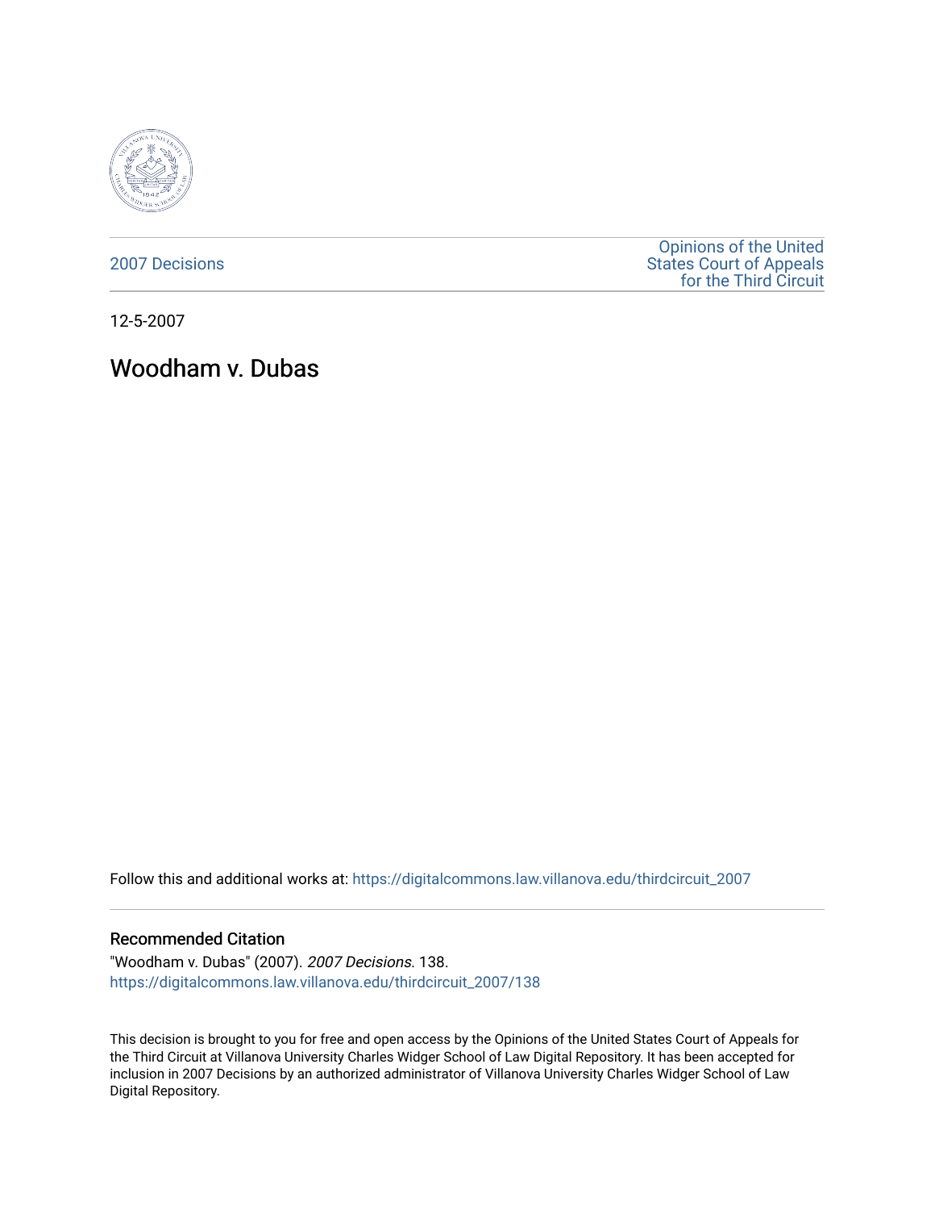2007 Decisions

Opinions of the United States Court of Appeals for the Third Circuit

12-5-2007

# Woodham v. Dubas

Follow this and additional works at: https://digitalcommons.law.villanova.edu/thirdcircuit_2007

## Recommended Citation

"Woodham v. Dubas" (2007). *2007 Decisions*. 138.
https://digitalcommons.law.villanova.edu/thirdcircuit_2007/138

This decision is brought to you for free and open access by the Opinions of the United States Court of Appeals for the Third Circuit at Villanova University Charles Widger School of Law Digital Repository. It has been accepted for inclusion in 2007 Decisions by an authorized administrator of Villanova University Charles Widger School of Law Digital Repository.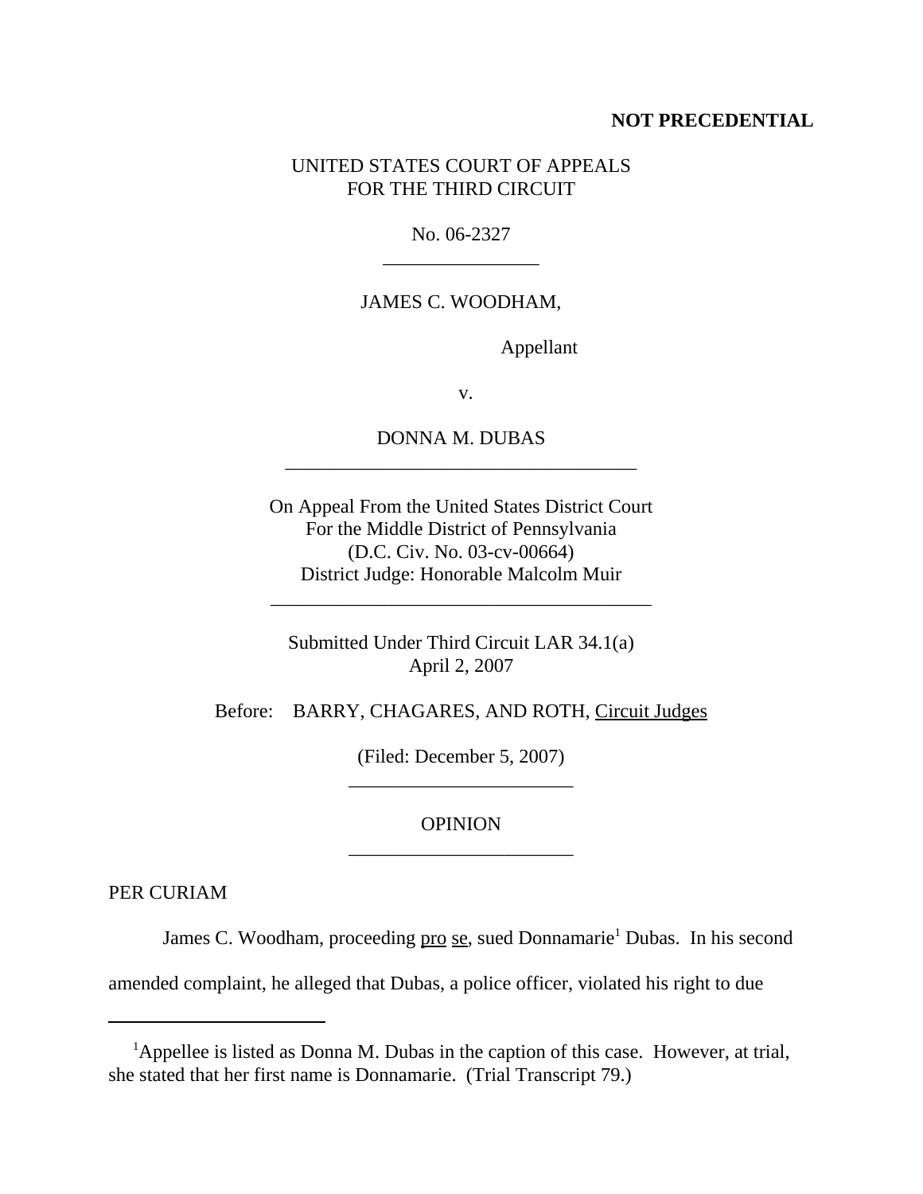**NOT PRECEDENTIAL**

UNITED STATES COURT OF APPEALS
FOR THE THIRD CIRCUIT

No. 06-2327

---

JAMES C. WOODHAM,

Appellant

v.

DONNA M. DUBAS

---

On Appeal From the United States District Court
For the Middle District of Pennsylvania
(D.C. Civ. No. 03-cv-00664)
District Judge: Honorable Malcolm Muir

---

Submitted Under Third Circuit LAR 34.1(a)
April 2, 2007

Before: BARRY, CHAGARES, AND ROTH, Circuit Judges

(Filed: December 5, 2007)

---

OPINION

---

PER CURIAM

James C. Woodham, proceeding pro se, sued Donnamarie[1] Dubas. In his second amended complaint, he alleged that Dubas, a police officer, violated his right to due

---

[1]Appellee is listed as Donna M. Dubas in the caption of this case. However, at trial, she stated that her first name is Donnamarie. (Trial Transcript 79.)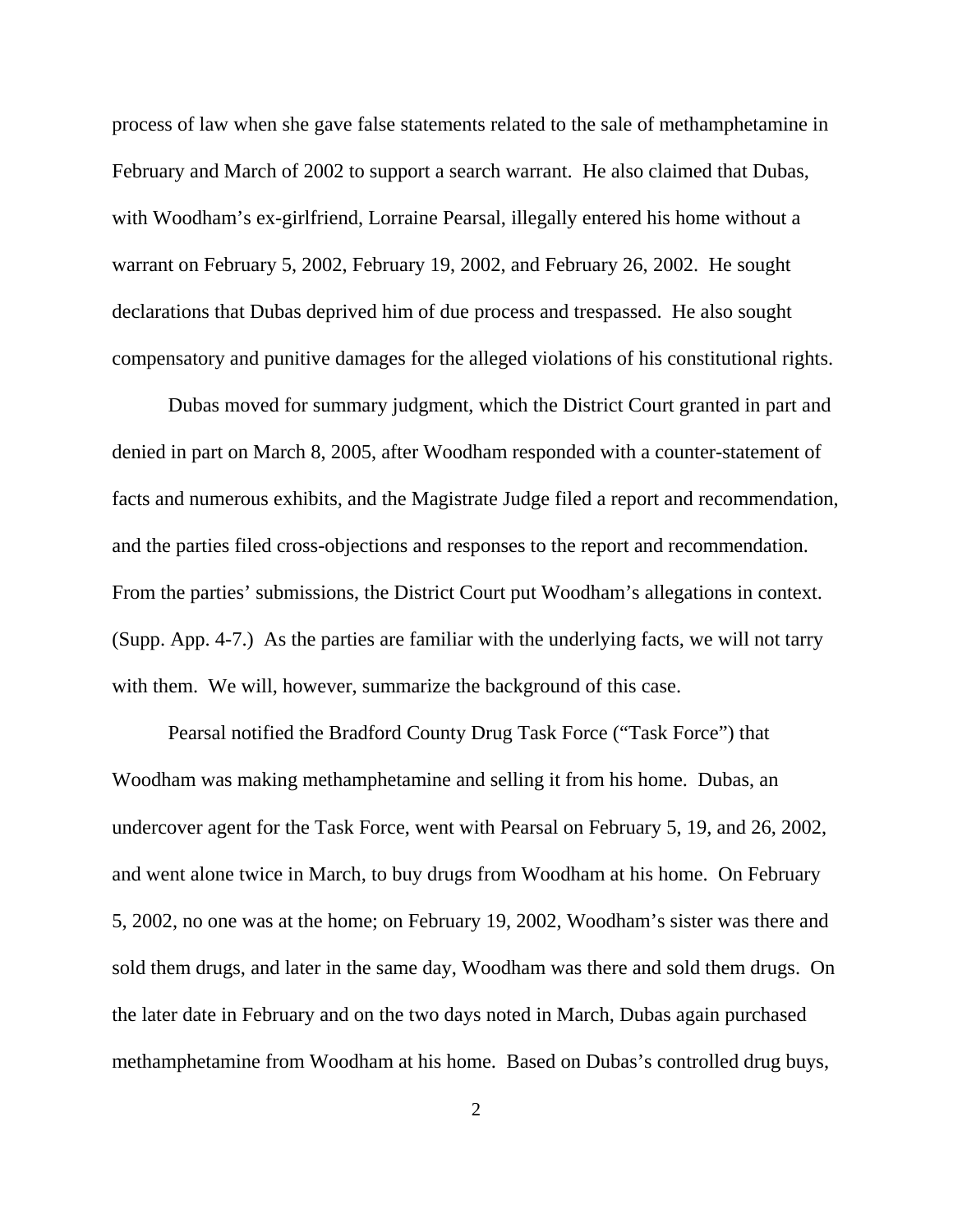process of law when she gave false statements related to the sale of methamphetamine in February and March of 2002 to support a search warrant. He also claimed that Dubas, with Woodham's ex-girlfriend, Lorraine Pearsal, illegally entered his home without a warrant on February 5, 2002, February 19, 2002, and February 26, 2002. He sought declarations that Dubas deprived him of due process and trespassed. He also sought compensatory and punitive damages for the alleged violations of his constitutional rights.

Dubas moved for summary judgment, which the District Court granted in part and denied in part on March 8, 2005, after Woodham responded with a counter-statement of facts and numerous exhibits, and the Magistrate Judge filed a report and recommendation, and the parties filed cross-objections and responses to the report and recommendation. From the parties' submissions, the District Court put Woodham's allegations in context. (Supp. App. 4-7.) As the parties are familiar with the underlying facts, we will not tarry with them. We will, however, summarize the background of this case.

Pearsal notified the Bradford County Drug Task Force ("Task Force") that Woodham was making methamphetamine and selling it from his home. Dubas, an undercover agent for the Task Force, went with Pearsal on February 5, 19, and 26, 2002, and went alone twice in March, to buy drugs from Woodham at his home. On February 5, 2002, no one was at the home; on February 19, 2002, Woodham's sister was there and sold them drugs, and later in the same day, Woodham was there and sold them drugs. On the later date in February and on the two days noted in March, Dubas again purchased methamphetamine from Woodham at his home. Based on Dubas's controlled drug buys,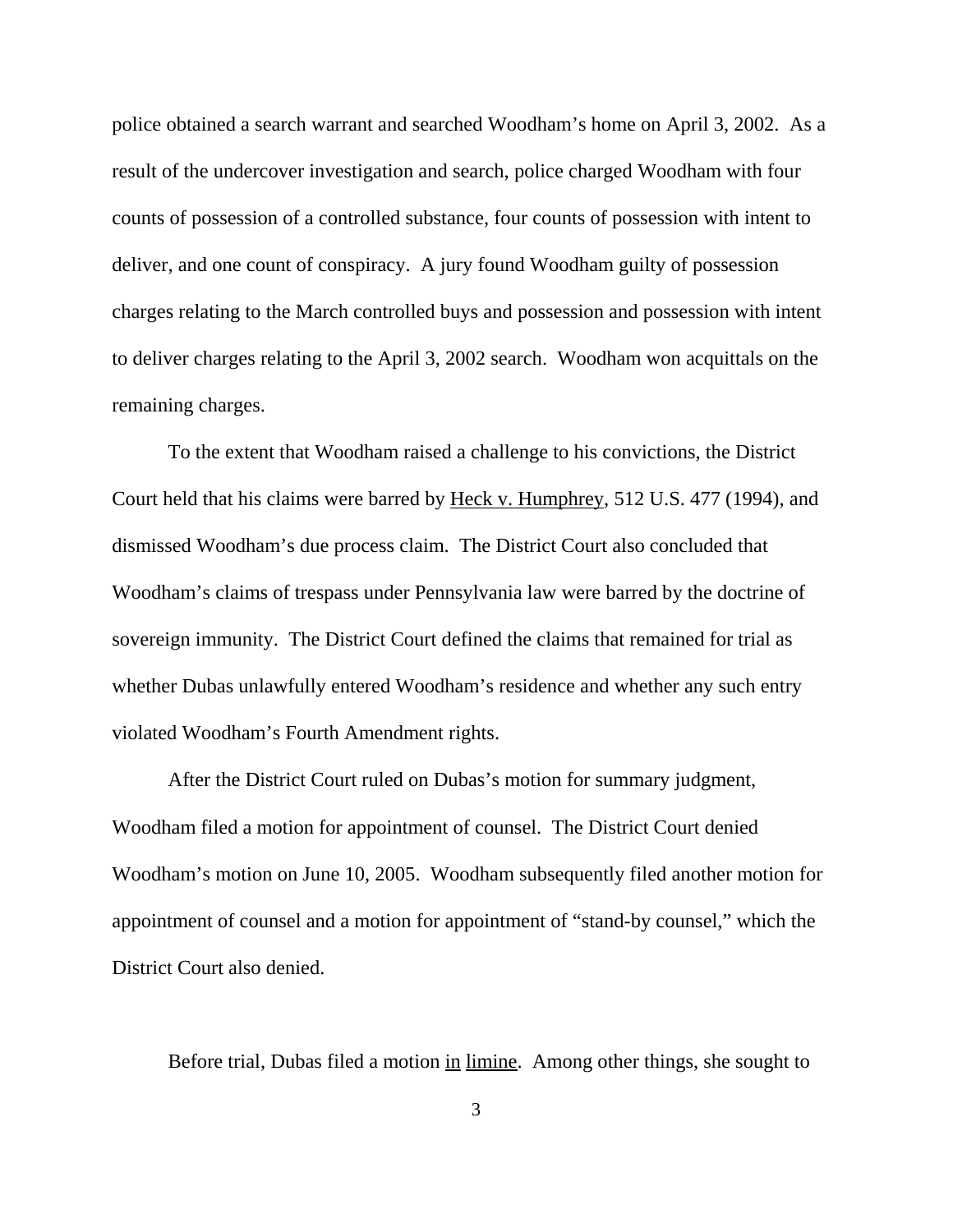police obtained a search warrant and searched Woodham's home on April 3, 2002. As a result of the undercover investigation and search, police charged Woodham with four counts of possession of a controlled substance, four counts of possession with intent to deliver, and one count of conspiracy. A jury found Woodham guilty of possession charges relating to the March controlled buys and possession and possession with intent to deliver charges relating to the April 3, 2002 search. Woodham won acquittals on the remaining charges.

To the extent that Woodham raised a challenge to his convictions, the District Court held that his claims were barred by Heck v. Humphrey, 512 U.S. 477 (1994), and dismissed Woodham's due process claim. The District Court also concluded that Woodham's claims of trespass under Pennsylvania law were barred by the doctrine of sovereign immunity. The District Court defined the claims that remained for trial as whether Dubas unlawfully entered Woodham's residence and whether any such entry violated Woodham's Fourth Amendment rights.

After the District Court ruled on Dubas's motion for summary judgment, Woodham filed a motion for appointment of counsel. The District Court denied Woodham's motion on June 10, 2005. Woodham subsequently filed another motion for appointment of counsel and a motion for appointment of "stand-by counsel," which the District Court also denied.

Before trial, Dubas filed a motion in limine. Among other things, she sought to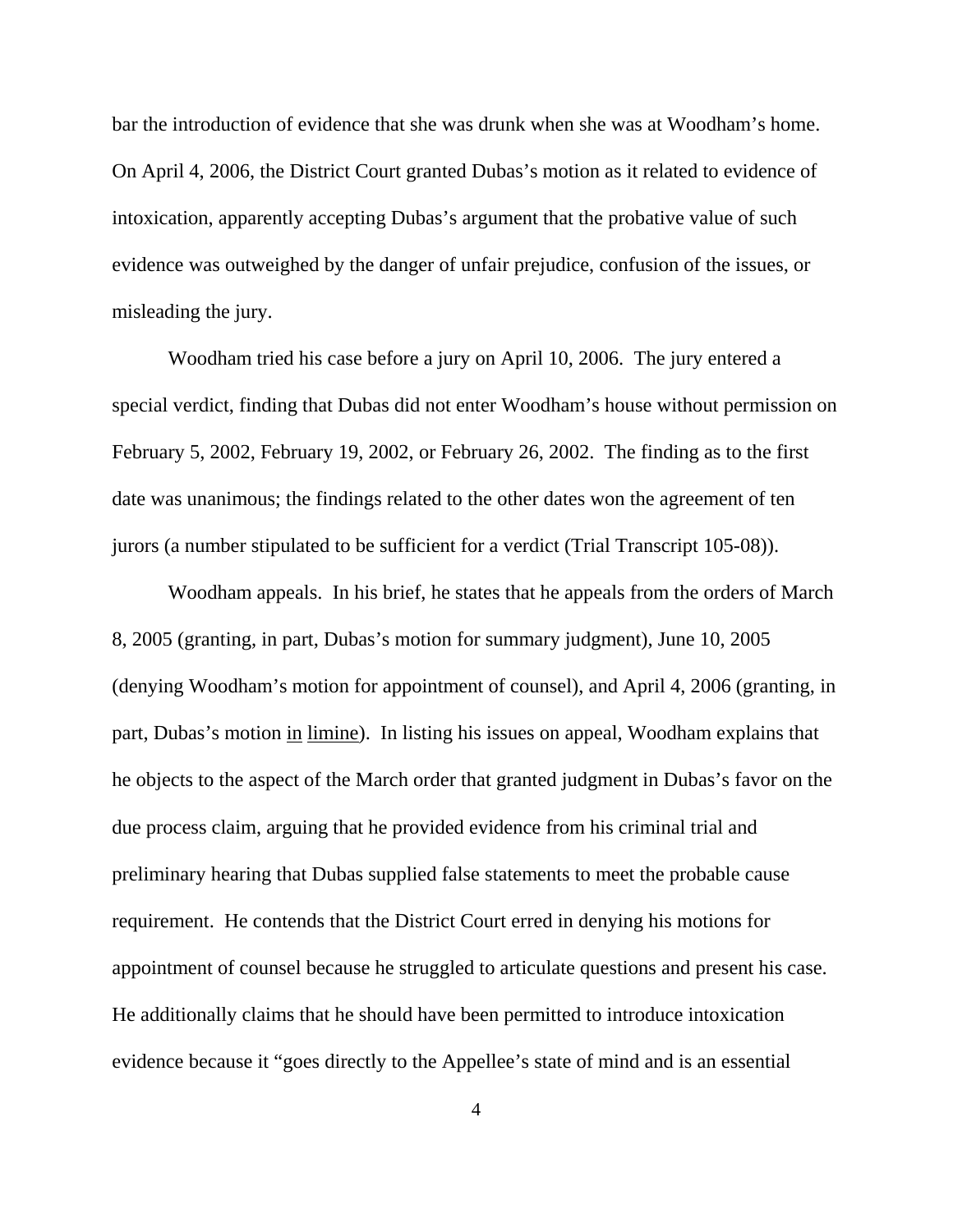bar the introduction of evidence that she was drunk when she was at Woodham's home. On April 4, 2006, the District Court granted Dubas's motion as it related to evidence of intoxication, apparently accepting Dubas's argument that the probative value of such evidence was outweighed by the danger of unfair prejudice, confusion of the issues, or misleading the jury.

Woodham tried his case before a jury on April 10, 2006. The jury entered a special verdict, finding that Dubas did not enter Woodham's house without permission on February 5, 2002, February 19, 2002, or February 26, 2002. The finding as to the first date was unanimous; the findings related to the other dates won the agreement of ten jurors (a number stipulated to be sufficient for a verdict (Trial Transcript 105-08)).

Woodham appeals. In his brief, he states that he appeals from the orders of March 8, 2005 (granting, in part, Dubas's motion for summary judgment), June 10, 2005 (denying Woodham's motion for appointment of counsel), and April 4, 2006 (granting, in part, Dubas's motion in limine). In listing his issues on appeal, Woodham explains that he objects to the aspect of the March order that granted judgment in Dubas's favor on the due process claim, arguing that he provided evidence from his criminal trial and preliminary hearing that Dubas supplied false statements to meet the probable cause requirement. He contends that the District Court erred in denying his motions for appointment of counsel because he struggled to articulate questions and present his case. He additionally claims that he should have been permitted to introduce intoxication evidence because it "goes directly to the Appellee's state of mind and is an essential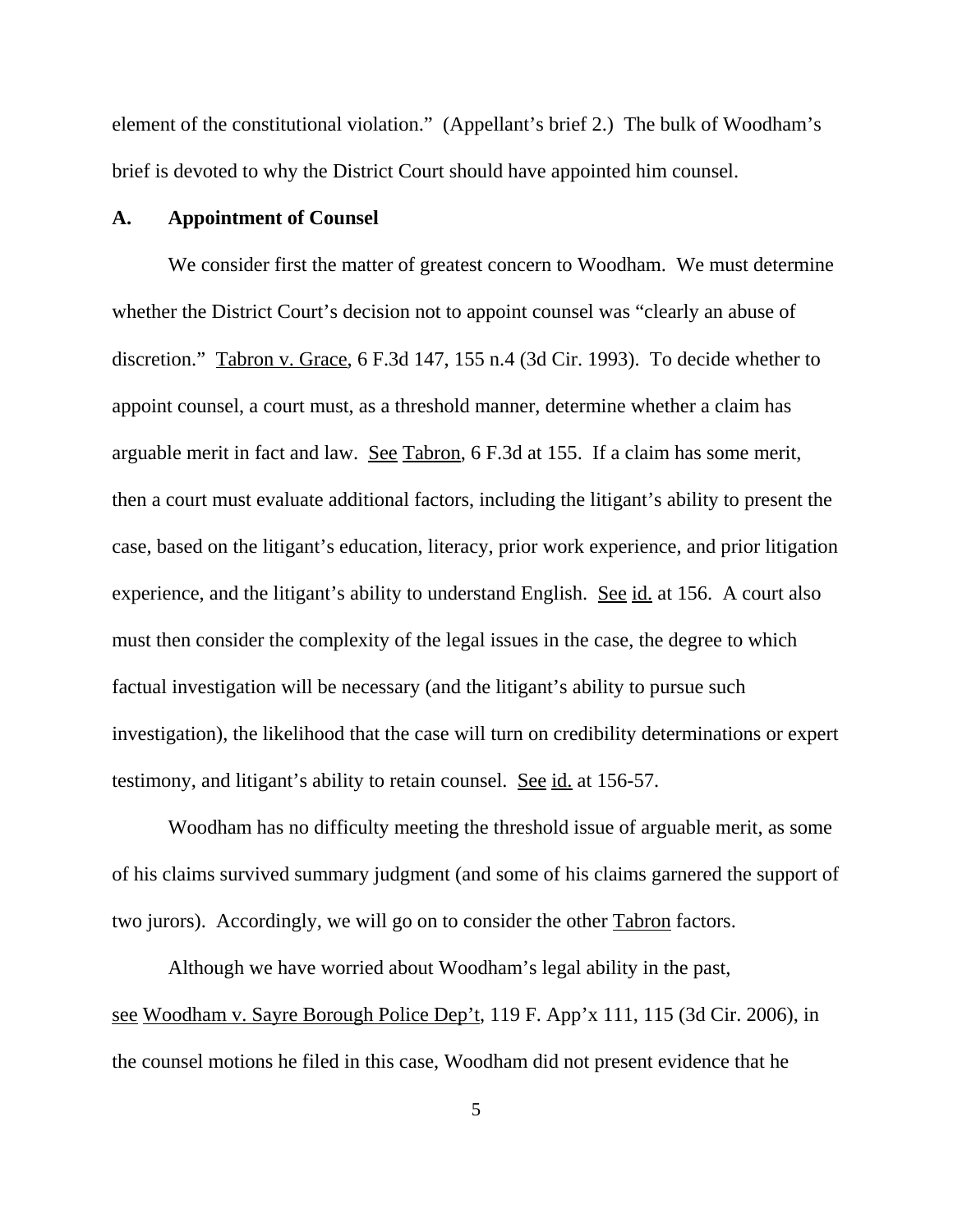element of the constitutional violation." (Appellant's brief 2.) The bulk of Woodham's brief is devoted to why the District Court should have appointed him counsel.

### A. Appointment of Counsel

We consider first the matter of greatest concern to Woodham. We must determine whether the District Court's decision not to appoint counsel was "clearly an abuse of discretion." Tabron v. Grace, 6 F.3d 147, 155 n.4 (3d Cir. 1993). To decide whether to appoint counsel, a court must, as a threshold manner, determine whether a claim has arguable merit in fact and law. See Tabron, 6 F.3d at 155. If a claim has some merit, then a court must evaluate additional factors, including the litigant's ability to present the case, based on the litigant's education, literacy, prior work experience, and prior litigation experience, and the litigant's ability to understand English. See id. at 156. A court also must then consider the complexity of the legal issues in the case, the degree to which factual investigation will be necessary (and the litigant's ability to pursue such investigation), the likelihood that the case will turn on credibility determinations or expert testimony, and litigant's ability to retain counsel. See id. at 156-57.

Woodham has no difficulty meeting the threshold issue of arguable merit, as some of his claims survived summary judgment (and some of his claims garnered the support of two jurors). Accordingly, we will go on to consider the other Tabron factors.

Although we have worried about Woodham's legal ability in the past, see Woodham v. Sayre Borough Police Dep't, 119 F. App'x 111, 115 (3d Cir. 2006), in the counsel motions he filed in this case, Woodham did not present evidence that he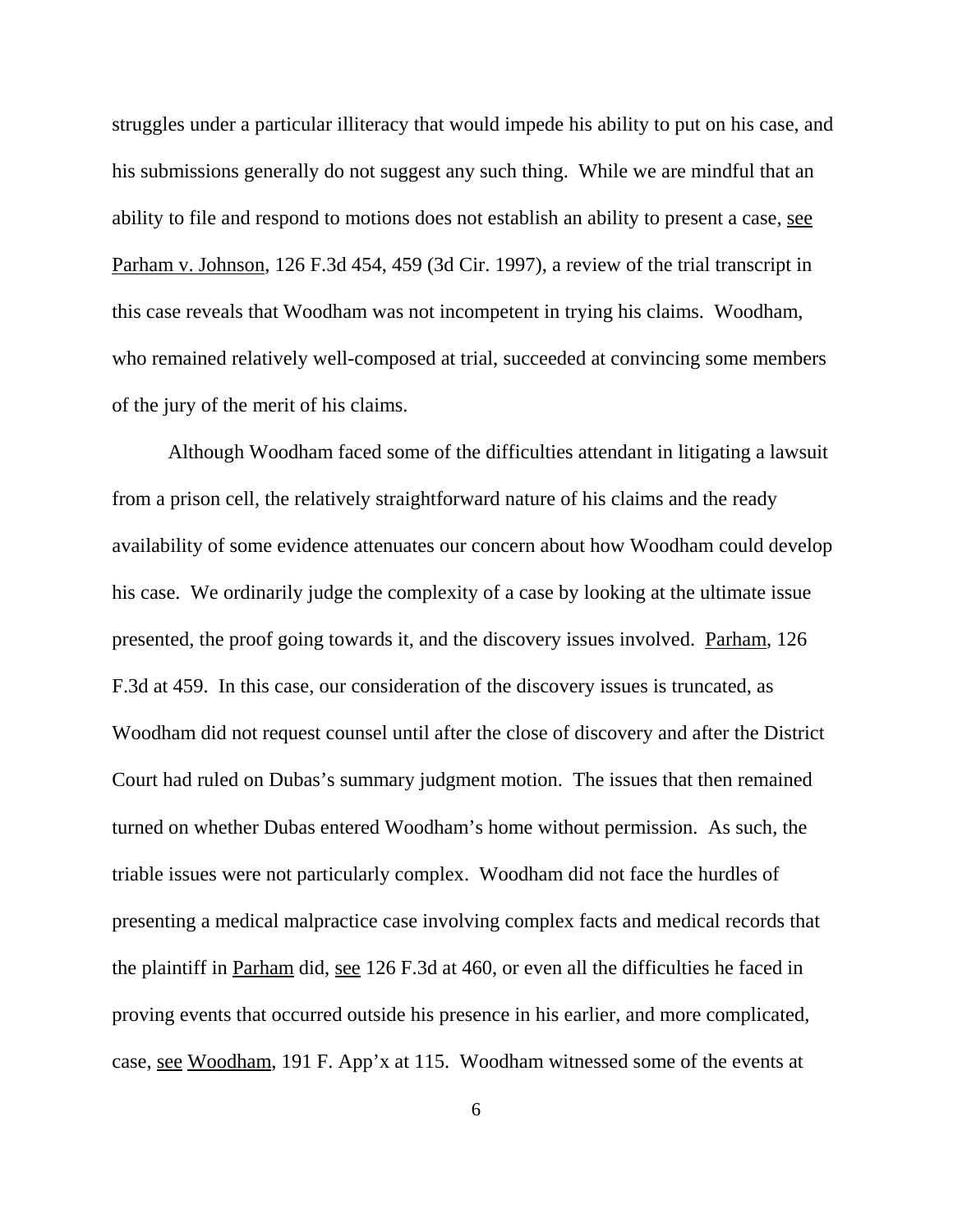struggles under a particular illiteracy that would impede his ability to put on his case, and his submissions generally do not suggest any such thing. While we are mindful that an ability to file and respond to motions does not establish an ability to present a case, see Parham v. Johnson, 126 F.3d 454, 459 (3d Cir. 1997), a review of the trial transcript in this case reveals that Woodham was not incompetent in trying his claims. Woodham, who remained relatively well-composed at trial, succeeded at convincing some members of the jury of the merit of his claims.

Although Woodham faced some of the difficulties attendant in litigating a lawsuit from a prison cell, the relatively straightforward nature of his claims and the ready availability of some evidence attenuates our concern about how Woodham could develop his case. We ordinarily judge the complexity of a case by looking at the ultimate issue presented, the proof going towards it, and the discovery issues involved. Parham, 126 F.3d at 459. In this case, our consideration of the discovery issues is truncated, as Woodham did not request counsel until after the close of discovery and after the District Court had ruled on Dubas's summary judgment motion. The issues that then remained turned on whether Dubas entered Woodham's home without permission. As such, the triable issues were not particularly complex. Woodham did not face the hurdles of presenting a medical malpractice case involving complex facts and medical records that the plaintiff in Parham did, see 126 F.3d at 460, or even all the difficulties he faced in proving events that occurred outside his presence in his earlier, and more complicated, case, see Woodham, 191 F. App'x at 115. Woodham witnessed some of the events at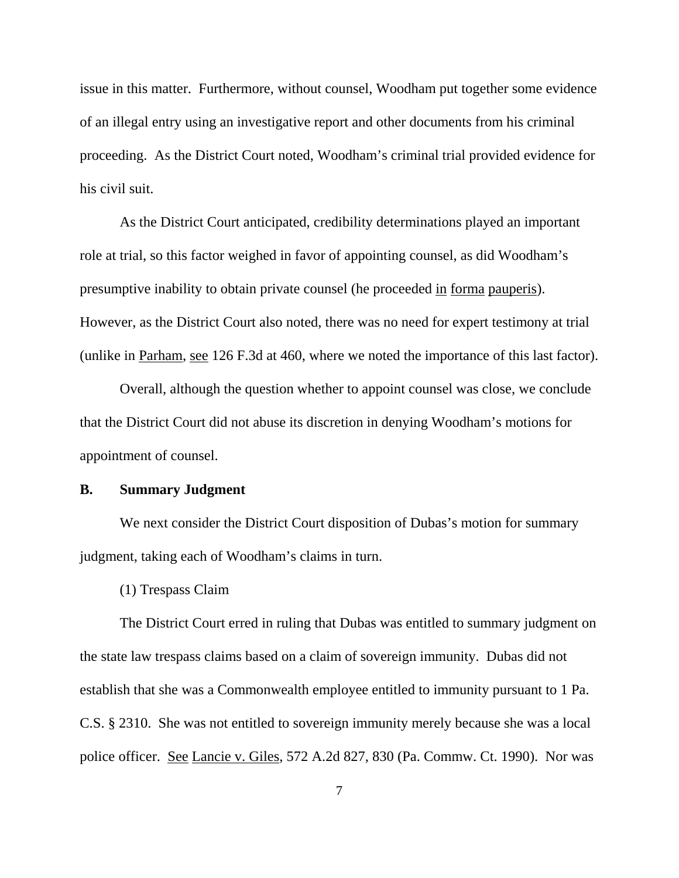issue in this matter. Furthermore, without counsel, Woodham put together some evidence of an illegal entry using an investigative report and other documents from his criminal proceeding. As the District Court noted, Woodham's criminal trial provided evidence for his civil suit.

As the District Court anticipated, credibility determinations played an important role at trial, so this factor weighed in favor of appointing counsel, as did Woodham's presumptive inability to obtain private counsel (he proceeded in forma pauperis). However, as the District Court also noted, there was no need for expert testimony at trial (unlike in Parham, see 126 F.3d at 460, where we noted the importance of this last factor).

Overall, although the question whether to appoint counsel was close, we conclude that the District Court did not abuse its discretion in denying Woodham's motions for appointment of counsel.

**B. Summary Judgment**

We next consider the District Court disposition of Dubas's motion for summary judgment, taking each of Woodham's claims in turn.

(1) Trespass Claim

The District Court erred in ruling that Dubas was entitled to summary judgment on the state law trespass claims based on a claim of sovereign immunity. Dubas did not establish that she was a Commonwealth employee entitled to immunity pursuant to 1 Pa. C.S. § 2310. She was not entitled to sovereign immunity merely because she was a local police officer. See Lancie v. Giles, 572 A.2d 827, 830 (Pa. Commw. Ct. 1990). Nor was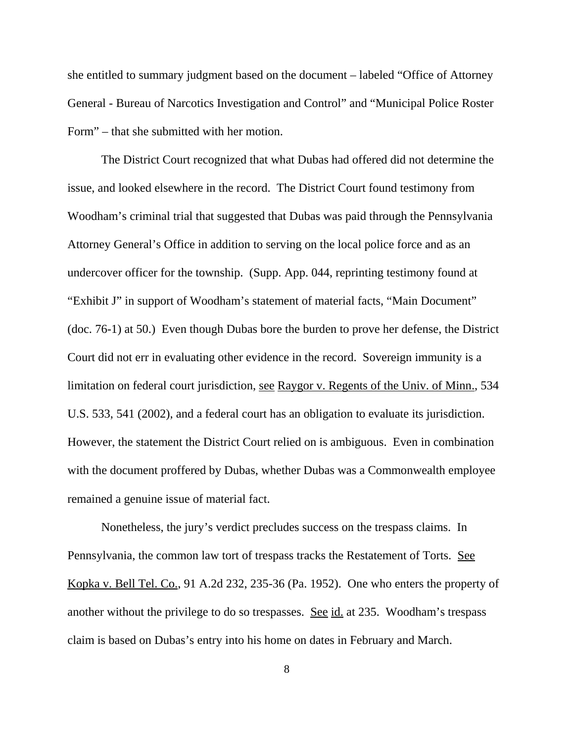she entitled to summary judgment based on the document – labeled "Office of Attorney General - Bureau of Narcotics Investigation and Control" and "Municipal Police Roster Form" – that she submitted with her motion.

The District Court recognized that what Dubas had offered did not determine the issue, and looked elsewhere in the record. The District Court found testimony from Woodham's criminal trial that suggested that Dubas was paid through the Pennsylvania Attorney General's Office in addition to serving on the local police force and as an undercover officer for the township. (Supp. App. 044, reprinting testimony found at "Exhibit J" in support of Woodham's statement of material facts, "Main Document" (doc. 76-1) at 50.) Even though Dubas bore the burden to prove her defense, the District Court did not err in evaluating other evidence in the record. Sovereign immunity is a limitation on federal court jurisdiction, see Raygor v. Regents of the Univ. of Minn., 534 U.S. 533, 541 (2002), and a federal court has an obligation to evaluate its jurisdiction. However, the statement the District Court relied on is ambiguous. Even in combination with the document proffered by Dubas, whether Dubas was a Commonwealth employee remained a genuine issue of material fact.

Nonetheless, the jury's verdict precludes success on the trespass claims. In Pennsylvania, the common law tort of trespass tracks the Restatement of Torts. See Kopka v. Bell Tel. Co., 91 A.2d 232, 235-36 (Pa. 1952). One who enters the property of another without the privilege to do so trespasses. See id. at 235. Woodham's trespass claim is based on Dubas's entry into his home on dates in February and March.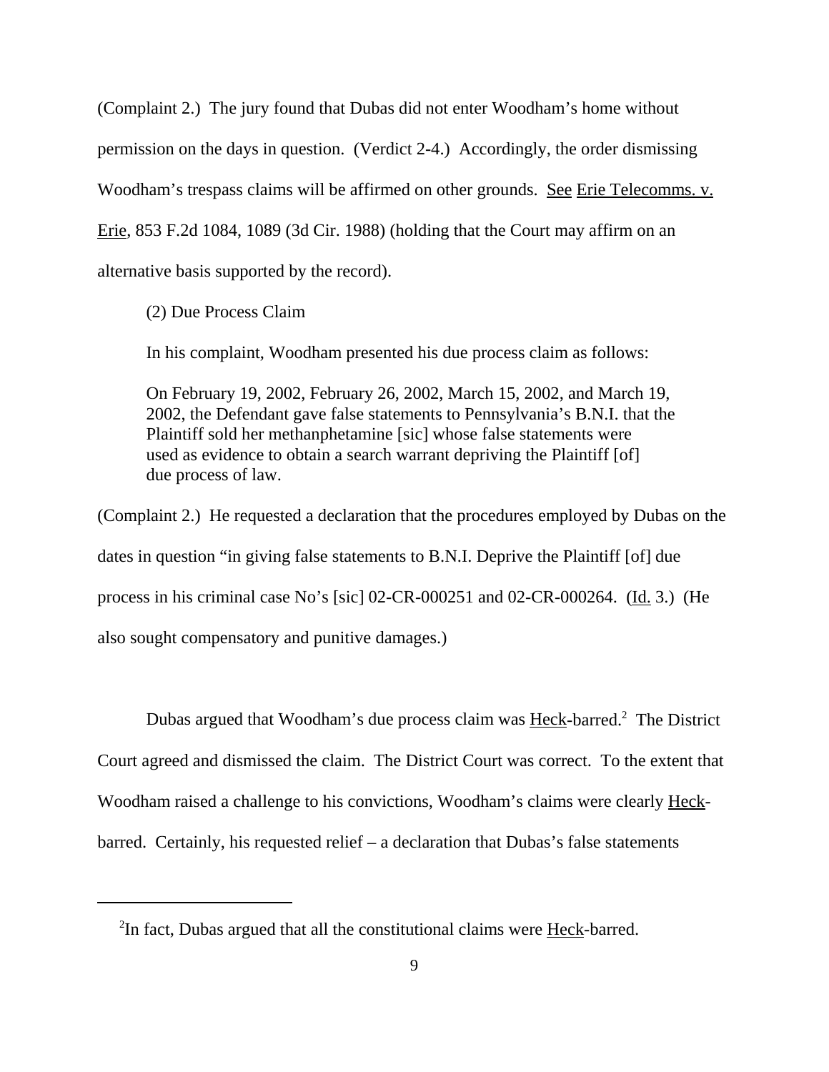(Complaint 2.) The jury found that Dubas did not enter Woodham's home without permission on the days in question. (Verdict 2-4.) Accordingly, the order dismissing Woodham's trespass claims will be affirmed on other grounds. See Erie Telecomms. v. Erie, 853 F.2d 1084, 1089 (3d Cir. 1988) (holding that the Court may affirm on an alternative basis supported by the record).

(2) Due Process Claim

In his complaint, Woodham presented his due process claim as follows:

> On February 19, 2002, February 26, 2002, March 15, 2002, and March 19, 2002, the Defendant gave false statements to Pennsylvania's B.N.I. that the Plaintiff sold her methanphetamine [sic] whose false statements were used as evidence to obtain a search warrant depriving the Plaintiff [of] due process of law.

(Complaint 2.) He requested a declaration that the procedures employed by Dubas on the dates in question "in giving false statements to B.N.I. Deprive the Plaintiff [of] due process in his criminal case No's [sic] 02-CR-000251 and 02-CR-000264. (Id. 3.) (He also sought compensatory and punitive damages.)

Dubas argued that Woodham's due process claim was Heck-barred.[2] The District Court agreed and dismissed the claim. The District Court was correct. To the extent that Woodham raised a challenge to his convictions, Woodham's claims were clearly Heck-barred. Certainly, his requested relief – a declaration that Dubas's false statements

[2] In fact, Dubas argued that all the constitutional claims were Heck-barred.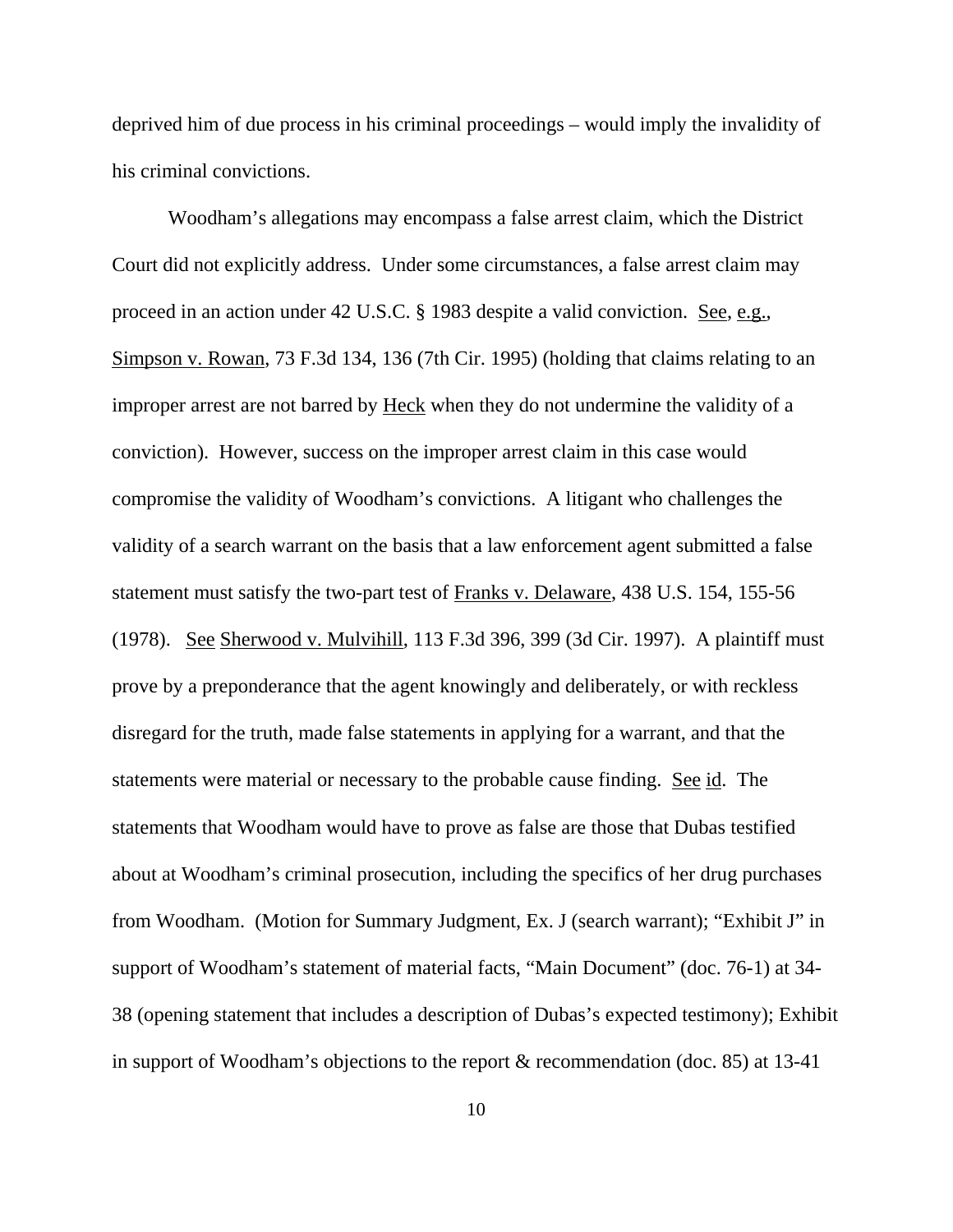deprived him of due process in his criminal proceedings – would imply the invalidity of his criminal convictions.

Woodham's allegations may encompass a false arrest claim, which the District Court did not explicitly address. Under some circumstances, a false arrest claim may proceed in an action under 42 U.S.C. § 1983 despite a valid conviction. See, e.g., Simpson v. Rowan, 73 F.3d 134, 136 (7th Cir. 1995) (holding that claims relating to an improper arrest are not barred by Heck when they do not undermine the validity of a conviction). However, success on the improper arrest claim in this case would compromise the validity of Woodham's convictions. A litigant who challenges the validity of a search warrant on the basis that a law enforcement agent submitted a false statement must satisfy the two-part test of Franks v. Delaware, 438 U.S. 154, 155-56 (1978). See Sherwood v. Mulvihill, 113 F.3d 396, 399 (3d Cir. 1997). A plaintiff must prove by a preponderance that the agent knowingly and deliberately, or with reckless disregard for the truth, made false statements in applying for a warrant, and that the statements were material or necessary to the probable cause finding. See id. The statements that Woodham would have to prove as false are those that Dubas testified about at Woodham's criminal prosecution, including the specifics of her drug purchases from Woodham. (Motion for Summary Judgment, Ex. J (search warrant); "Exhibit J" in support of Woodham's statement of material facts, "Main Document" (doc. 76-1) at 34-38 (opening statement that includes a description of Dubas's expected testimony); Exhibit in support of Woodham's objections to the report & recommendation (doc. 85) at 13-41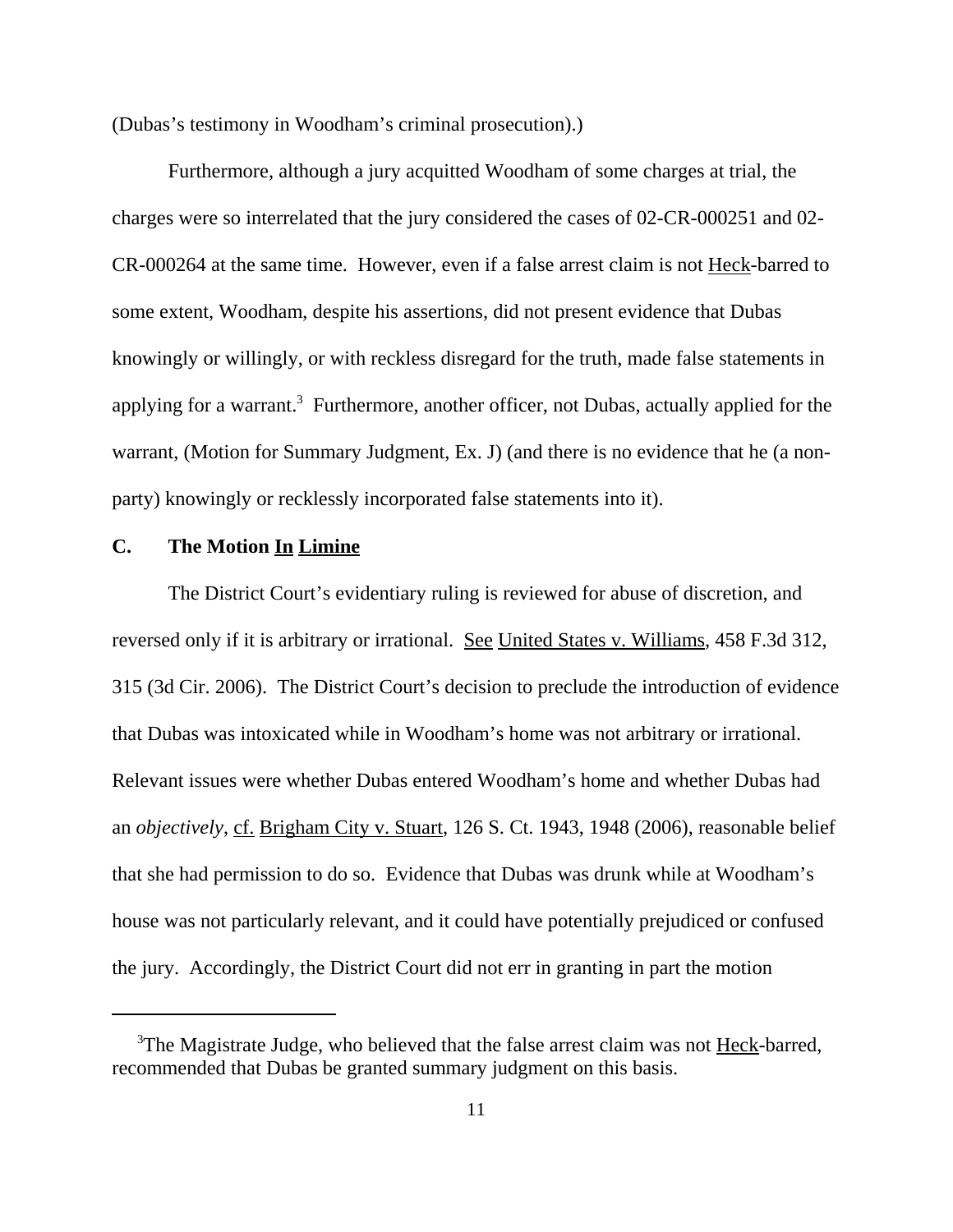(Dubas's testimony in Woodham's criminal prosecution).)

Furthermore, although a jury acquitted Woodham of some charges at trial, the charges were so interrelated that the jury considered the cases of 02-CR-000251 and 02-CR-000264 at the same time. However, even if a false arrest claim is not Heck-barred to some extent, Woodham, despite his assertions, did not present evidence that Dubas knowingly or willingly, or with reckless disregard for the truth, made false statements in applying for a warrant.[3] Furthermore, another officer, not Dubas, actually applied for the warrant, (Motion for Summary Judgment, Ex. J) (and there is no evidence that he (a non-party) knowingly or recklessly incorporated false statements into it).

**C. The Motion In Limine**

The District Court's evidentiary ruling is reviewed for abuse of discretion, and reversed only if it is arbitrary or irrational. See United States v. Williams, 458 F.3d 312, 315 (3d Cir. 2006). The District Court's decision to preclude the introduction of evidence that Dubas was intoxicated while in Woodham's home was not arbitrary or irrational. Relevant issues were whether Dubas entered Woodham's home and whether Dubas had an *objectively*, cf. Brigham City v. Stuart, 126 S. Ct. 1943, 1948 (2006), reasonable belief that she had permission to do so. Evidence that Dubas was drunk while at Woodham's house was not particularly relevant, and it could have potentially prejudiced or confused the jury. Accordingly, the District Court did not err in granting in part the motion

---

[3] The Magistrate Judge, who believed that the false arrest claim was not Heck-barred, recommended that Dubas be granted summary judgment on this basis.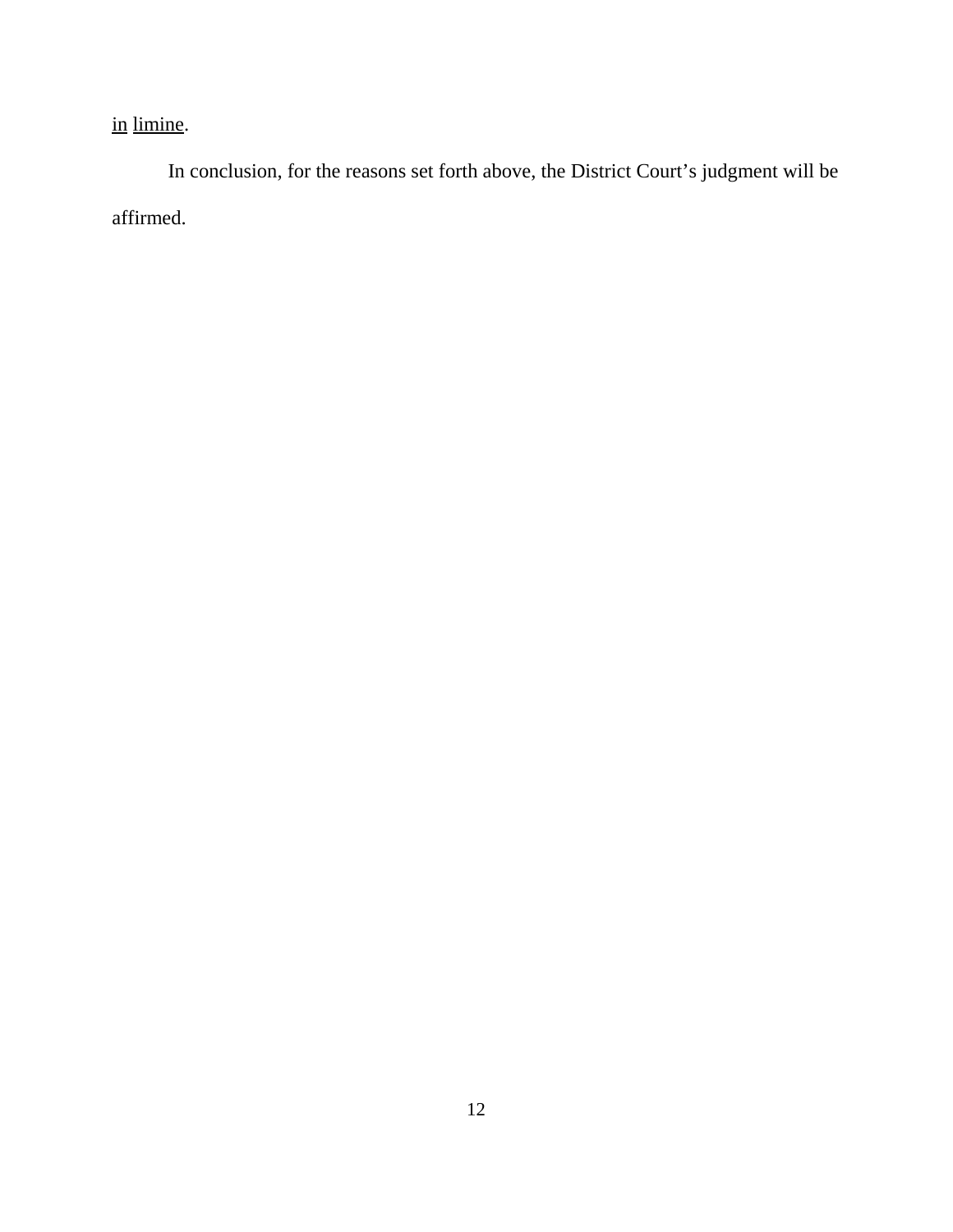in limine.

In conclusion, for the reasons set forth above, the District Court's judgment will be affirmed.